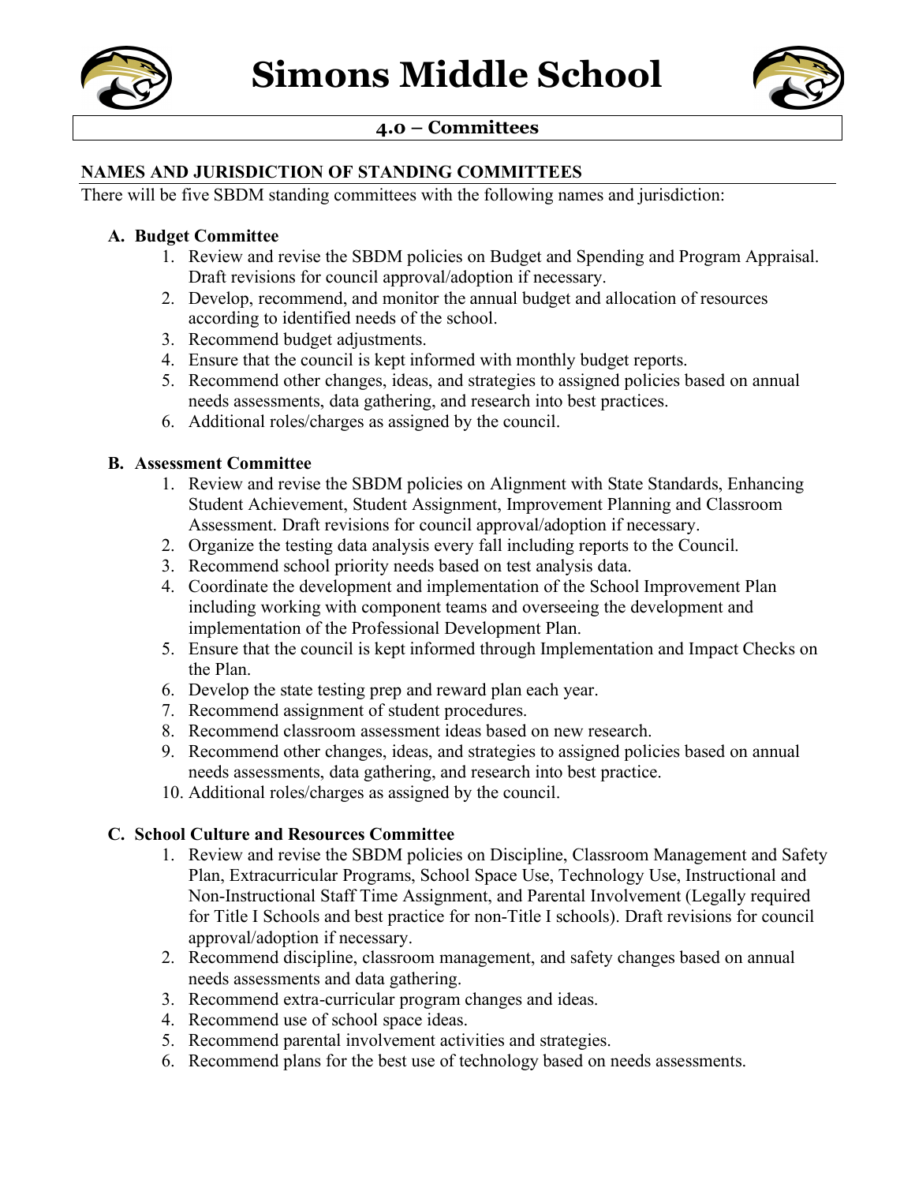# Simons Middle School

## 4.0 – Committees

### NAMES AND JURISDICTION OF STANDING COMMITTEES

There will be five SBDM standing committees with the following names and jurisdiction:

**A. Budget Committee**

1. Review and revise the SBDM policies on Budget and Spending and Program Appraisal. Draft revisions for council approval/adoption if necessary.
2. Develop, recommend, and monitor the annual budget and allocation of resources according to identified needs of the school.
3. Recommend budget adjustments.
4. Ensure that the council is kept informed with monthly budget reports.
5. Recommend other changes, ideas, and strategies to assigned policies based on annual needs assessments, data gathering, and research into best practices.
6. Additional roles/charges as assigned by the council.

**B. Assessment Committee**

1. Review and revise the SBDM policies on Alignment with State Standards, Enhancing Student Achievement, Student Assignment, Improvement Planning and Classroom Assessment. Draft revisions for council approval/adoption if necessary.
2. Organize the testing data analysis every fall including reports to the Council.
3. Recommend school priority needs based on test analysis data.
4. Coordinate the development and implementation of the School Improvement Plan including working with component teams and overseeing the development and implementation of the Professional Development Plan.
5. Ensure that the council is kept informed through Implementation and Impact Checks on the Plan.
6. Develop the state testing prep and reward plan each year.
7. Recommend assignment of student procedures.
8. Recommend classroom assessment ideas based on new research.
9. Recommend other changes, ideas, and strategies to assigned policies based on annual needs assessments, data gathering, and research into best practice.
10. Additional roles/charges as assigned by the council.

**C. School Culture and Resources Committee**

1. Review and revise the SBDM policies on Discipline, Classroom Management and Safety Plan, Extracurricular Programs, School Space Use, Technology Use, Instructional and Non-Instructional Staff Time Assignment, and Parental Involvement (Legally required for Title I Schools and best practice for non-Title I schools). Draft revisions for council approval/adoption if necessary.
2. Recommend discipline, classroom management, and safety changes based on annual needs assessments and data gathering.
3. Recommend extra-curricular program changes and ideas.
4. Recommend use of school space ideas.
5. Recommend parental involvement activities and strategies.
6. Recommend plans for the best use of technology based on needs assessments.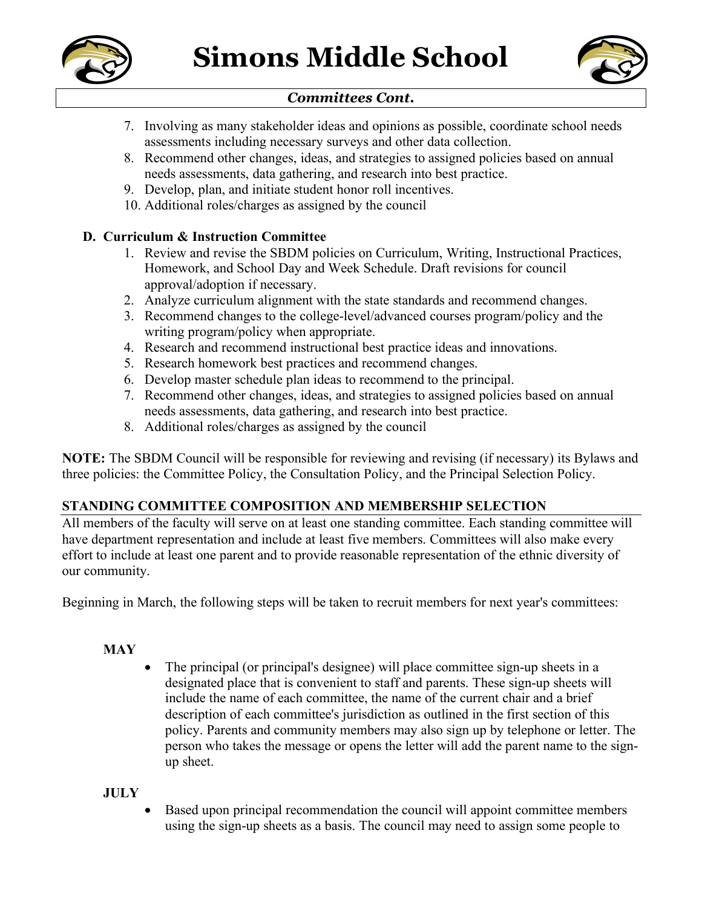7. Involving as many stakeholder ideas and opinions as possible, coordinate school needs assessments including necessary surveys and other data collection.
8. Recommend other changes, ideas, and strategies to assigned policies based on annual needs assessments, data gathering, and research into best practice.
9. Develop, plan, and initiate student honor roll incentives.
10. Additional roles/charges as assigned by the council

**D. Curriculum & Instruction Committee**

1. Review and revise the SBDM policies on Curriculum, Writing, Instructional Practices, Homework, and School Day and Week Schedule. Draft revisions for council approval/adoption if necessary.
2. Analyze curriculum alignment with the state standards and recommend changes.
3. Recommend changes to the college-level/advanced courses program/policy and the writing program/policy when appropriate.
4. Research and recommend instructional best practice ideas and innovations.
5. Research homework best practices and recommend changes.
6. Develop master schedule plan ideas to recommend to the principal.
7. Recommend other changes, ideas, and strategies to assigned policies based on annual needs assessments, data gathering, and research into best practice.
8. Additional roles/charges as assigned by the council

**NOTE:** The SBDM Council will be responsible for reviewing and revising (if necessary) its Bylaws and three policies: the Committee Policy, the Consultation Policy, and the Principal Selection Policy.

## STANDING COMMITTEE COMPOSITION AND MEMBERSHIP SELECTION

All members of the faculty will serve on at least one standing committee. Each standing committee will have department representation and include at least five members. Committees will also make every effort to include at least one parent and to provide reasonable representation of the ethnic diversity of our community.

Beginning in March, the following steps will be taken to recruit members for next year's committees:

**MAY**

- The principal (or principal's designee) will place committee sign-up sheets in a designated place that is convenient to staff and parents. These sign-up sheets will include the name of each committee, the name of the current chair and a brief description of each committee's jurisdiction as outlined in the first section of this policy. Parents and community members may also sign up by telephone or letter. The person who takes the message or opens the letter will add the parent name to the sign-up sheet.

**JULY**

- Based upon principal recommendation the council will appoint committee members using the sign-up sheets as a basis. The council may need to assign some people to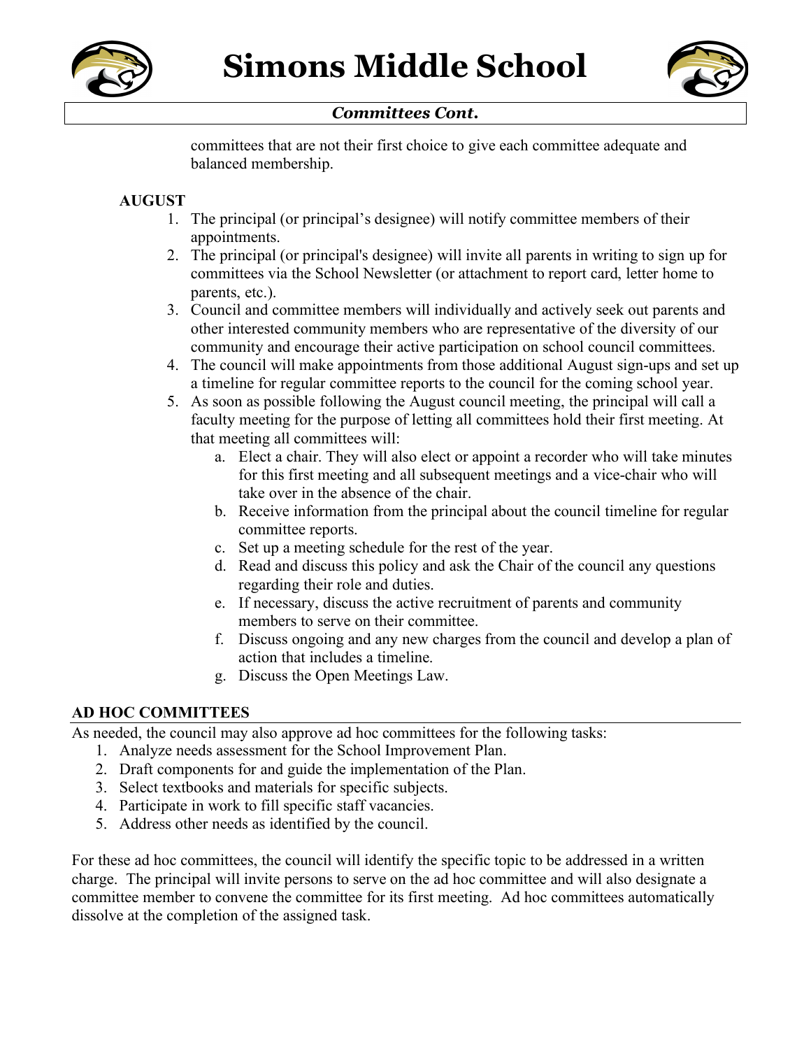committees that are not their first choice to give each committee adequate and balanced membership.

**AUGUST**

1. The principal (or principal's designee) will notify committee members of their appointments.
2. The principal (or principal's designee) will invite all parents in writing to sign up for committees via the School Newsletter (or attachment to report card, letter home to parents, etc.).
3. Council and committee members will individually and actively seek out parents and other interested community members who are representative of the diversity of our community and encourage their active participation on school council committees.
4. The council will make appointments from those additional August sign-ups and set up a timeline for regular committee reports to the council for the coming school year.
5. As soon as possible following the August council meeting, the principal will call a faculty meeting for the purpose of letting all committees hold their first meeting. At that meeting all committees will:
    a. Elect a chair. They will also elect or appoint a recorder who will take minutes for this first meeting and all subsequent meetings and a vice-chair who will take over in the absence of the chair.
    b. Receive information from the principal about the council timeline for regular committee reports.
    c. Set up a meeting schedule for the rest of the year.
    d. Read and discuss this policy and ask the Chair of the council any questions regarding their role and duties.
    e. If necessary, discuss the active recruitment of parents and community members to serve on their committee.
    f. Discuss ongoing and any new charges from the council and develop a plan of action that includes a timeline.
    g. Discuss the Open Meetings Law.

## AD HOC COMMITTEES

As needed, the council may also approve ad hoc committees for the following tasks:

1. Analyze needs assessment for the School Improvement Plan.
2. Draft components for and guide the implementation of the Plan.
3. Select textbooks and materials for specific subjects.
4. Participate in work to fill specific staff vacancies.
5. Address other needs as identified by the council.

For these ad hoc committees, the council will identify the specific topic to be addressed in a written charge. The principal will invite persons to serve on the ad hoc committee and will also designate a committee member to convene the committee for its first meeting. Ad hoc committees automatically dissolve at the completion of the assigned task.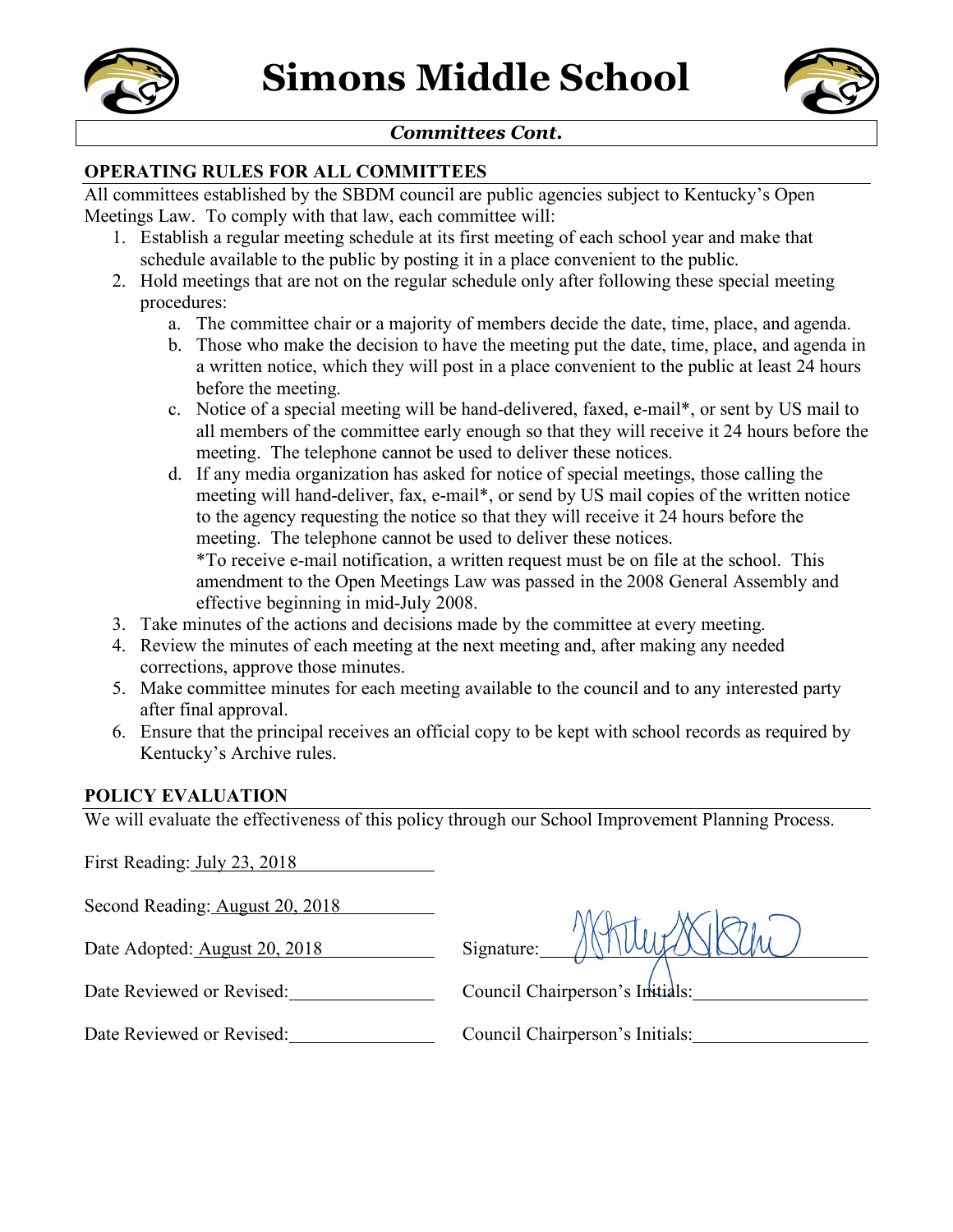# Simons Middle School

***Committees Cont.***

## OPERATING RULES FOR ALL COMMITTEES

All committees established by the SBDM council are public agencies subject to Kentucky's Open Meetings Law. To comply with that law, each committee will:

1. Establish a regular meeting schedule at its first meeting of each school year and make that schedule available to the public by posting it in a place convenient to the public.
2. Hold meetings that are not on the regular schedule only after following these special meeting procedures:
   a. The committee chair or a majority of members decide the date, time, place, and agenda.
   b. Those who make the decision to have the meeting put the date, time, place, and agenda in a written notice, which they will post in a place convenient to the public at least 24 hours before the meeting.
   c. Notice of a special meeting will be hand-delivered, faxed, e-mail*, or sent by US mail to all members of the committee early enough so that they will receive it 24 hours before the meeting. The telephone cannot be used to deliver these notices.
   d. If any media organization has asked for notice of special meetings, those calling the meeting will hand-deliver, fax, e-mail*, or send by US mail copies of the written notice to the agency requesting the notice so that they will receive it 24 hours before the meeting. The telephone cannot be used to deliver these notices.
   *To receive e-mail notification, a written request must be on file at the school. This amendment to the Open Meetings Law was passed in the 2008 General Assembly and effective beginning in mid-July 2008.
3. Take minutes of the actions and decisions made by the committee at every meeting.
4. Review the minutes of each meeting at the next meeting and, after making any needed corrections, approve those minutes.
5. Make committee minutes for each meeting available to the council and to any interested party after final approval.
6. Ensure that the principal receives an official copy to be kept with school records as required by Kentucky's Archive rules.

## POLICY EVALUATION

We will evaluate the effectiveness of this policy through our School Improvement Planning Process.

First Reading: July 23, 2018

Second Reading: August 20, 2018

Date Adopted: August 20, 2018 Signature: [signature]

Date Reviewed or Revised: ____________ Council Chairperson's Initials: ____________

Date Reviewed or Revised: ____________ Council Chairperson's Initials: ____________